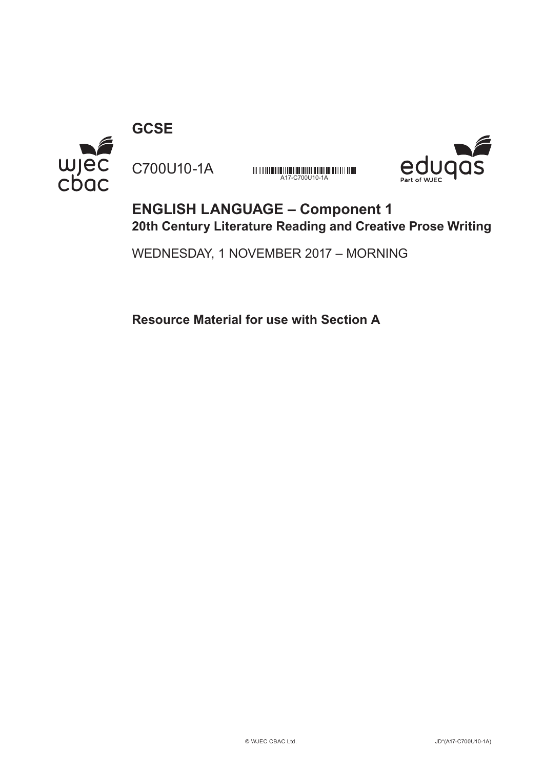**GCSE**

C700U10-1A

A17-C700U10-1A

# ENGLISH LANGUAGE – Component 1

## 20th Century Literature Reading and Creative Prose Writing

WEDNESDAY, 1 NOVEMBER 2017 – MORNING

**Resource Material for use with Section A**

© WJEC CBAC Ltd. JD*(A17-C700U10-1A)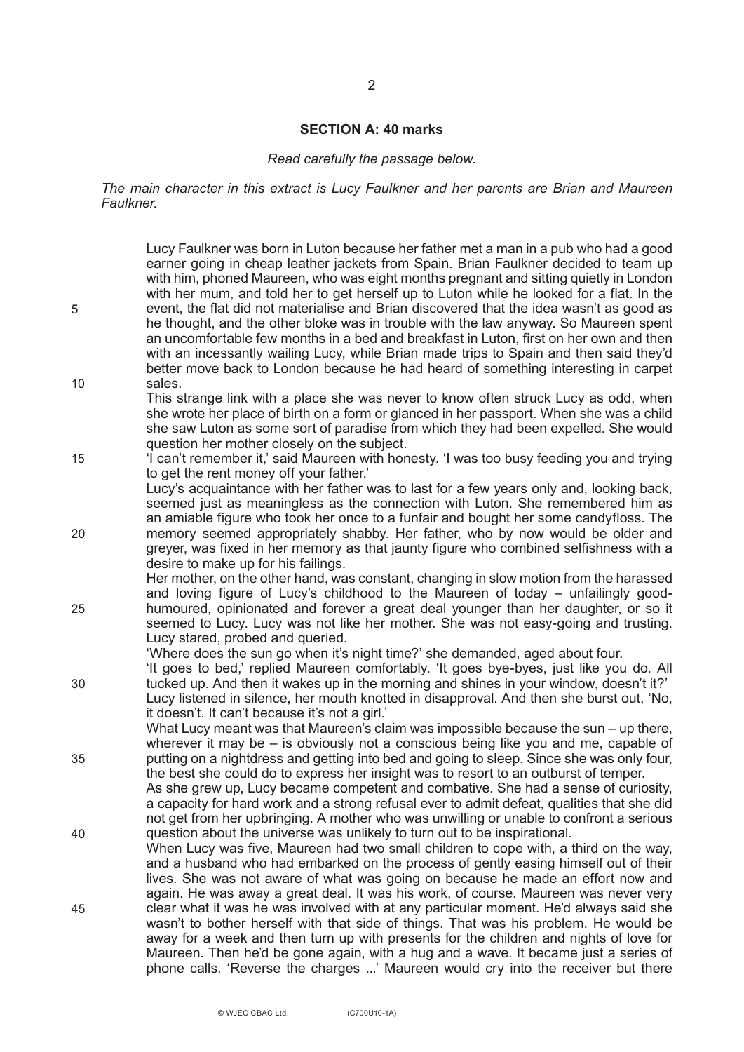## SECTION A: 40 marks

*Read carefully the passage below.*

*The main character in this extract is Lucy Faulkner and her parents are Brian and Maureen Faulkner.*

Lucy Faulkner was born in Luton because her father met a man in a pub who had a good earner going in cheap leather jackets from Spain. Brian Faulkner decided to team up with him, phoned Maureen, who was eight months pregnant and sitting quietly in London with her mum, and told her to get herself up to Luton while he looked for a flat. In the event, the flat did not materialise and Brian discovered that the idea wasn't as good as he thought, and the other bloke was in trouble with the law anyway. So Maureen spent an uncomfortable few months in a bed and breakfast in Luton, first on her own and then with an incessantly wailing Lucy, while Brian made trips to Spain and then said they'd better move back to London because he had heard of something interesting in carpet sales.

This strange link with a place she was never to know often struck Lucy as odd, when she wrote her place of birth on a form or glanced in her passport. When she was a child she saw Luton as some sort of paradise from which they had been expelled. She would question her mother closely on the subject.

'I can't remember it,' said Maureen with honesty. 'I was too busy feeding you and trying to get the rent money off your father.'

Lucy's acquaintance with her father was to last for a few years only and, looking back, seemed just as meaningless as the connection with Luton. She remembered him as an amiable figure who took her once to a funfair and bought her some candyfloss. The memory seemed appropriately shabby. Her father, who by now would be older and greyer, was fixed in her memory as that jaunty figure who combined selfishness with a desire to make up for his failings.

Her mother, on the other hand, was constant, changing in slow motion from the harassed and loving figure of Lucy's childhood to the Maureen of today – unfailingly good-humoured, opinionated and forever a great deal younger than her daughter, or so it seemed to Lucy. Lucy was not like her mother. She was not easy-going and trusting. Lucy stared, probed and queried.

'Where does the sun go when it's night time?' she demanded, aged about four.

'It goes to bed,' replied Maureen comfortably. 'It goes bye-byes, just like you do. All tucked up. And then it wakes up in the morning and shines in your window, doesn't it?'

Lucy listened in silence, her mouth knotted in disapproval. And then she burst out, 'No, it doesn't. It can't because it's not a girl.'

What Lucy meant was that Maureen's claim was impossible because the sun – up there, wherever it may be – is obviously not a conscious being like you and me, capable of putting on a nightdress and getting into bed and going to sleep. Since she was only four, the best she could do to express her insight was to resort to an outburst of temper.

As she grew up, Lucy became competent and combative. She had a sense of curiosity, a capacity for hard work and a strong refusal ever to admit defeat, qualities that she did not get from her upbringing. A mother who was unwilling or unable to confront a serious question about the universe was unlikely to turn out to be inspirational.

When Lucy was five, Maureen had two small children to cope with, a third on the way, and a husband who had embarked on the process of gently easing himself out of their lives. She was not aware of what was going on because he made an effort now and again. He was away a great deal. It was his work, of course. Maureen was never very clear what it was he was involved with at any particular moment. He'd always said she wasn't to bother herself with that side of things. That was his problem. He would be away for a week and then turn up with presents for the children and nights of love for Maureen. Then he'd be gone again, with a hug and a wave. It became just a series of phone calls. 'Reverse the charges ...' Maureen would cry into the receiver but there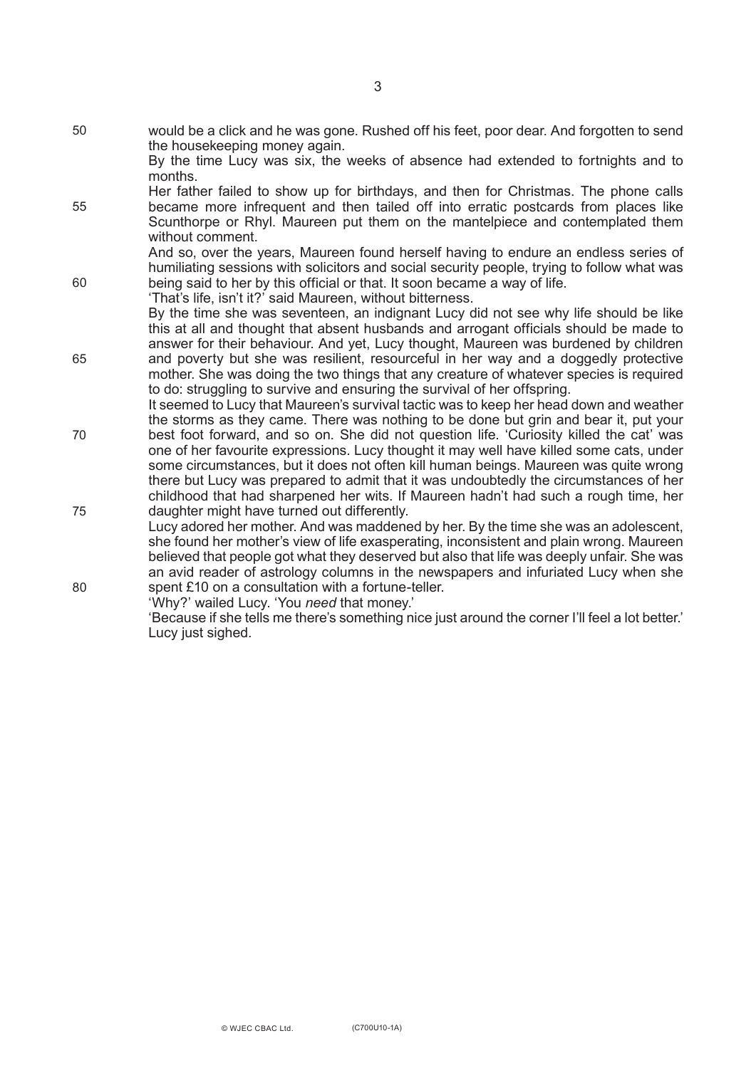would be a click and he was gone. Rushed off his feet, poor dear. And forgotten to send the housekeeping money again.

By the time Lucy was six, the weeks of absence had extended to fortnights and to months.

Her father failed to show up for birthdays, and then for Christmas. The phone calls became more infrequent and then tailed off into erratic postcards from places like Scunthorpe or Rhyl. Maureen put them on the mantelpiece and contemplated them without comment.

And so, over the years, Maureen found herself having to endure an endless series of humiliating sessions with solicitors and social security people, trying to follow what was being said to her by this official or that. It soon became a way of life.

'That's life, isn't it?' said Maureen, without bitterness.

By the time she was seventeen, an indignant Lucy did not see why life should be like this at all and thought that absent husbands and arrogant officials should be made to answer for their behaviour. And yet, Lucy thought, Maureen was burdened by children and poverty but she was resilient, resourceful in her way and a doggedly protective mother. She was doing the two things that any creature of whatever species is required to do: struggling to survive and ensuring the survival of her offspring.

It seemed to Lucy that Maureen's survival tactic was to keep her head down and weather the storms as they came. There was nothing to be done but grin and bear it, put your best foot forward, and so on. She did not question life. 'Curiosity killed the cat' was one of her favourite expressions. Lucy thought it may well have killed some cats, under some circumstances, but it does not often kill human beings. Maureen was quite wrong there but Lucy was prepared to admit that it was undoubtedly the circumstances of her childhood that had sharpened her wits. If Maureen hadn't had such a rough time, her daughter might have turned out differently.

Lucy adored her mother. And was maddened by her. By the time she was an adolescent, she found her mother's view of life exasperating, inconsistent and plain wrong. Maureen believed that people got what they deserved but also that life was deeply unfair. She was an avid reader of astrology columns in the newspapers and infuriated Lucy when she spent £10 on a consultation with a fortune-teller.

'Why?' wailed Lucy. 'You *need* that money.'

'Because if she tells me there's something nice just around the corner I'll feel a lot better.'

Lucy just sighed.